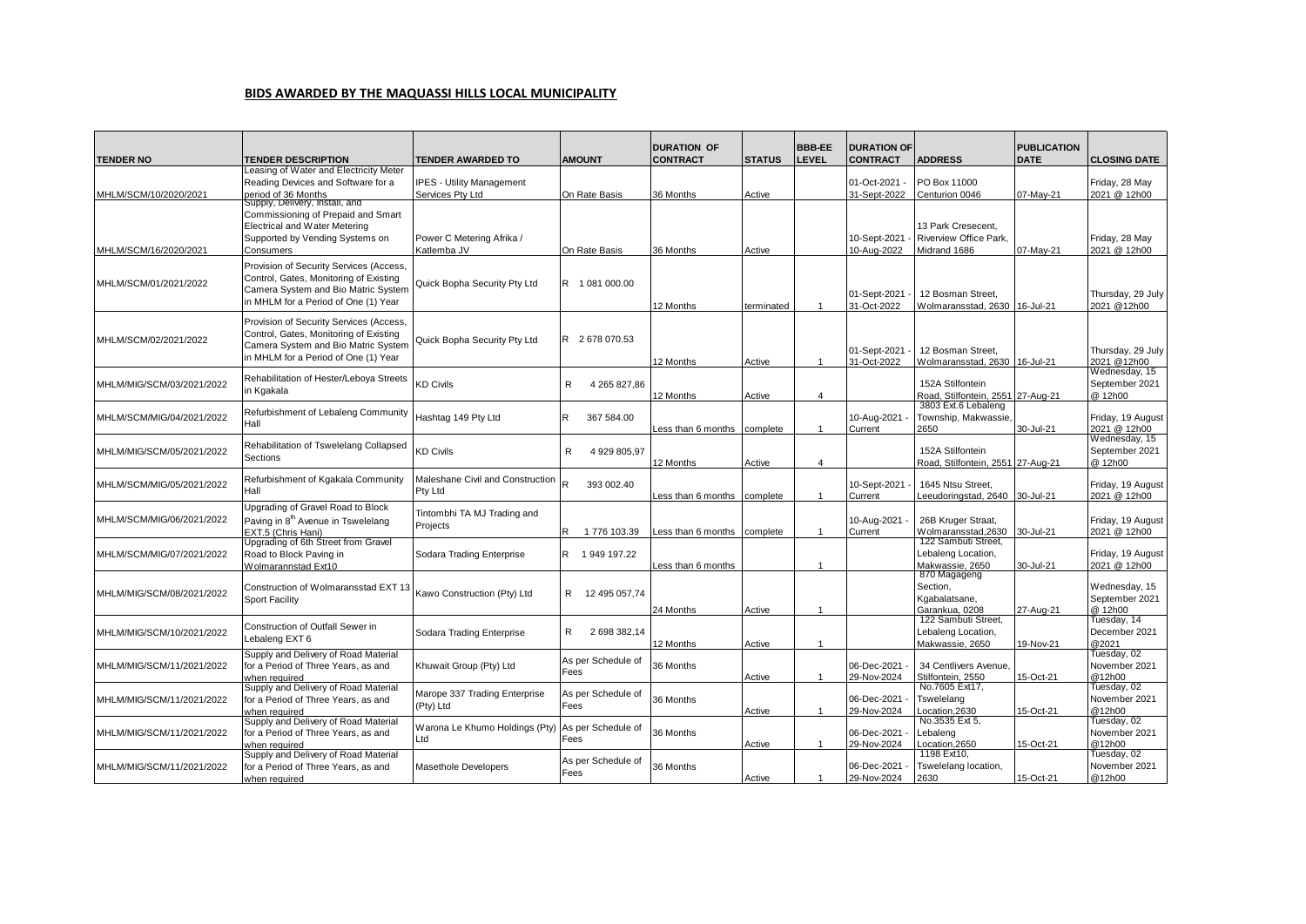## BIDS AWARDED BY THE MAQUASSI HILLS LOCAL MUNICIPALITY

| TENDER NO | TENDER DESCRIPTION | TENDER AWARDED TO | AMOUNT | DURATION OF CONTRACT | STATUS | BBB-EE LEVEL | DURATION OF CONTRACT | ADDRESS | PUBLICATION DATE | CLOSING DATE |
|---|---|---|---|---|---|---|---|---|---|---|
| MHLM/SCM/10/2020/2021 | Leasing of Water and Electricity Meter Reading Devices and Software for a period of 36 Months | IPES - Utility Management Services Pty Ltd | On Rate Basis | 36 Months | Active | | 01-Oct-2021 - 31-Sept-2022 | PO Box 11000 Centurion 0046 | 07-May-21 | Friday, 28 May 2021 @ 12h00 |
| MHLM/SCM/16/2020/2021 | Supply, Delivery, Install, and Commissioning of Prepaid and Smart Electrical and Water Metering Supported by Vending Systems on Consumers | Power C Metering Afrika / Katlemba JV | On Rate Basis | 36 Months | Active | | 10-Sept-2021 - 10-Aug-2022 | 13 Park Cresecent, Riverview Office Park, Midrand 1686 | 07-May-21 | Friday, 28 May 2021 @ 12h00 |
| MHLM/SCM/01/2021/2022 | Provision of Security Services (Access, Control, Gates, Monitoring of Existing Camera System and Bio Matric System in MHLM for a Period of One (1) Year | Quick Bopha Security Pty Ltd | R 1 081 000.00 | 12 Months | terminated | 1 | 01-Sept-2021 - 31-Oct-2022 | 12 Bosman Street, Wolmaransstad, 2630 | 16-Jul-21 | Thursday, 29 July 2021 @12h00 |
| MHLM/SCM/02/2021/2022 | Provision of Security Services (Access, Control, Gates, Monitoring of Existing Camera System and Bio Matric System in MHLM for a Period of One (1) Year | Quick Bopha Security Pty Ltd | R 2 678 070.53 | 12 Months | Active | 1 | 01-Sept-2021 - 31-Oct-2022 | 12 Bosman Street, Wolmaransstad, 2630 | 16-Jul-21 | Thursday, 29 July 2021 @12h00 |
| MHLM/MIG/SCM/03/2021/2022 | Rehabilitation of Hester/Leboya Streets in Kgakala | KD Civils | R 4 265 827,86 | 12 Months | Active | 4 | | 152A Stilfontein Road, Stilfontein, 2551 | 27-Aug-21 | Wednesday, 15 September 2021 @ 12h00 |
| MHLM/SCM/MIG/04/2021/2022 | Refurbishment of Lebaleng Community Hall | Hashtag 149 Pty Ltd | R 367 584.00 | Less than 6 months | complete | 1 | 10-Aug-2021 - Current | 3803 Ext.6 Lebaleng Township, Makwassie, 2650 | 30-Jul-21 | Friday, 19 August 2021 @ 12h00 |
| MHLM/MIG/SCM/05/2021/2022 | Rehabilitation of Tswelelang Collapsed Sections | KD Civils | R 4 929 805,97 | 12 Months | Active | 4 | | 152A Stilfontein Road, Stilfontein, 2551 | 27-Aug-21 | Wednesday, 15 September 2021 @ 12h00 |
| MHLM/SCM/MIG/05/2021/2022 | Refurbishment of Kgakala Community Hall | Maleshane Civil and Construction Pty Ltd | R 393 002.40 | Less than 6 months | complete | 1 | 10-Sept-2021 - Current | 1645 Ntsu Street, Leeudoringstad, 2640 | 30-Jul-21 | Friday, 19 August 2021 @ 12h00 |
| MHLM/SCM/MIG/06/2021/2022 | Upgrading of Gravel Road to Block Paving in 8th Avenue in Tswelelang EXT.5 (Chris Hani) | Tintombhi TA MJ Trading and Projects | R 1 776 103.39 | Less than 6 months | complete | 1 | 10-Aug-2021 - Current | 26B Kruger Straat, Wolmaransstad,2630 | 30-Jul-21 | Friday, 19 August 2021 @ 12h00 |
| MHLM/SCM/MIG/07/2021/2022 | Upgrading of 6th Street from Gravel Road to Block Paving in Wolmarannstad Ext10 | Sodara Trading Enterprise | R 1 949 197.22 | Less than 6 months | | 1 | | 122 Sambuti Street, Lebaleng Location, Makwassie, 2650 | 30-Jul-21 | Friday, 19 August 2021 @ 12h00 |
| MHLM/MIG/SCM/08/2021/2022 | Construction of Wolmaransstad EXT 13 Sport Facility | Kawo Construction (Pty) Ltd | R 12 495 057,74 | 24 Months | Active | 1 | | 870 Magageng Section, Kgabalatsane, Garankua, 0208 | 27-Aug-21 | Wednesday, 15 September 2021 @ 12h00 |
| MHLM/MIG/SCM/10/2021/2022 | Construction of Outfall Sewer in Lebaleng EXT 6 | Sodara Trading Enterprise | R 2 698 382,14 | 12 Months | Active | 1 | | 122 Sambuti Street, Lebaleng Location, Makwassie, 2650 | 19-Nov-21 | Tuesday, 14 December 2021 @2021 |
| MHLM/MIG/SCM/11/2021/2022 | Supply and Delivery of Road Material for a Period of Three Years, as and when required | Khuwait Group (Pty) Ltd | As per Schedule of Fees | 36 Months | Active | 1 | 06-Dec-2021 - 29-Nov-2024 | 34 Centlivers Avenue, Stilfontein, 2550 | 15-Oct-21 | Tuesday, 02 November 2021 @12h00 |
| MHLM/MIG/SCM/11/2021/2022 | Supply and Delivery of Road Material for a Period of Three Years, as and when required | Marope 337 Trading Enterprise (Pty) Ltd | As per Schedule of Fees | 36 Months | Active | 1 | 06-Dec-2021 - 29-Nov-2024 | No.7605 Ext17, Tswelelang Location,2630 | 15-Oct-21 | Tuesday, 02 November 2021 @12h00 |
| MHLM/MIG/SCM/11/2021/2022 | Supply and Delivery of Road Material for a Period of Three Years, as and when required | Warona Le Khumo Holdings (Pty) Ltd | As per Schedule of Fees | 36 Months | Active | 1 | 06-Dec-2021 - 29-Nov-2024 | No.3535 Ext 5, Lebaleng Location,2650 | 15-Oct-21 | Tuesday, 02 November 2021 @12h00 |
| MHLM/MIG/SCM/11/2021/2022 | Supply and Delivery of Road Material for a Period of Three Years, as and when required | Masethole Developers | As per Schedule of Fees | 36 Months | Active | 1 | 06-Dec-2021 - 29-Nov-2024 | 1198 Ext10, Tswelelang location, 2630 | 15-Oct-21 | Tuesday, 02 November 2021 @12h00 |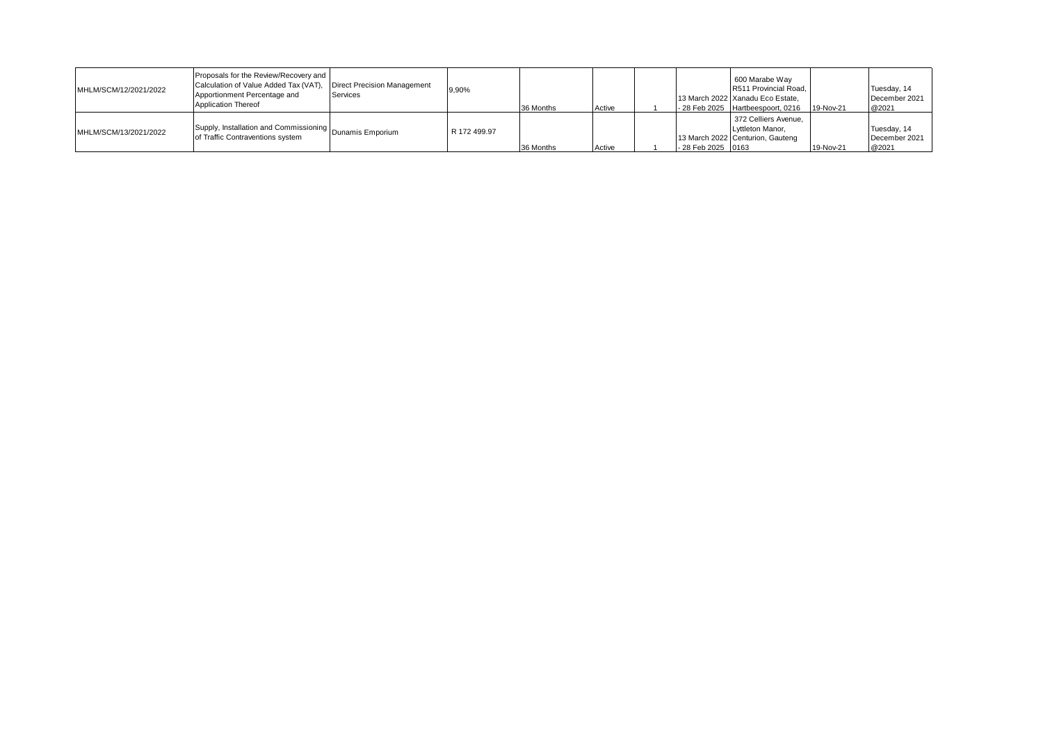| | | | | | | | | | | |
|---|---|---|---|---|---|---|---|---|---|---|
| MHLM/SCM/12/2021/2022 | Proposals for the Review/Recovery and Calculation of Value Added Tax (VAT), Apportionment Percentage and Application Thereof | Direct Precision Management Services | 9,90% | 36 Months | Active | 1 | 13 March 2022 - 28 Feb 2025 | 600 Marabe Way R511 Provincial Road, Xanadu Eco Estate, Hartbeespoort, 0216 | 19-Nov-21 | Tuesday, 14 December 2021 @2021 |
| MHLM/SCM/13/2021/2022 | Supply, Installation and Commissioning of Traffic Contraventions system | Dunamis Emporium | R 172 499.97 | 36 Months | Active | 1 | 13 March 2022 - 28 Feb 2025 | 372 Celliers Avenue, Lyttleton Manor, Centurion, Gauteng 0163 | 19-Nov-21 | Tuesday, 14 December 2021 @2021 |